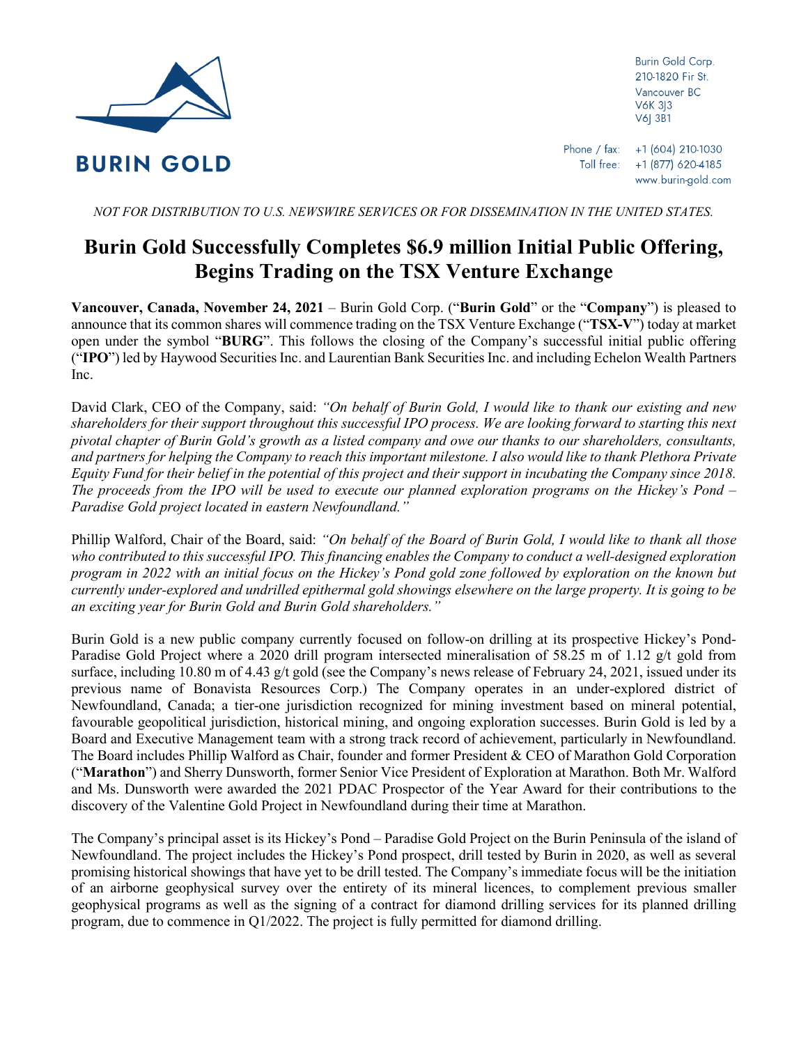**BURIN GOLD**

Burin Gold Corp.
210-1820 Fir St.
Vancouver BC
V6K 3J3
V6J 3B1

Phone / fax: +1 (604) 210-1030
Toll free: +1 (877) 620-4185
www.burin-gold.com

*NOT FOR DISTRIBUTION TO U.S. NEWSWIRE SERVICES OR FOR DISSEMINATION IN THE UNITED STATES.*

# Burin Gold Successfully Completes $6.9 million Initial Public Offering, Begins Trading on the TSX Venture Exchange

**Vancouver, Canada, November 24, 2021** – Burin Gold Corp. ("**Burin Gold**" or the "**Company**") is pleased to announce that its common shares will commence trading on the TSX Venture Exchange ("**TSX-V**") today at market open under the symbol "**BURG**". This follows the closing of the Company's successful initial public offering ("**IPO**") led by Haywood Securities Inc. and Laurentian Bank Securities Inc. and including Echelon Wealth Partners Inc.

David Clark, CEO of the Company, said: *"On behalf of Burin Gold, I would like to thank our existing and new shareholders for their support throughout this successful IPO process. We are looking forward to starting this next pivotal chapter of Burin Gold's growth as a listed company and owe our thanks to our shareholders, consultants, and partners for helping the Company to reach this important milestone. I also would like to thank Plethora Private Equity Fund for their belief in the potential of this project and their support in incubating the Company since 2018. The proceeds from the IPO will be used to execute our planned exploration programs on the Hickey's Pond – Paradise Gold project located in eastern Newfoundland."*

Phillip Walford, Chair of the Board, said: *"On behalf of the Board of Burin Gold, I would like to thank all those who contributed to this successful IPO. This financing enables the Company to conduct a well-designed exploration program in 2022 with an initial focus on the Hickey's Pond gold zone followed by exploration on the known but currently under-explored and undrilled epithermal gold showings elsewhere on the large property. It is going to be an exciting year for Burin Gold and Burin Gold shareholders."*

Burin Gold is a new public company currently focused on follow-on drilling at its prospective Hickey's Pond-Paradise Gold Project where a 2020 drill program intersected mineralisation of 58.25 m of 1.12 g/t gold from surface, including 10.80 m of 4.43 g/t gold (see the Company's news release of February 24, 2021, issued under its previous name of Bonavista Resources Corp.) The Company operates in an under-explored district of Newfoundland, Canada; a tier-one jurisdiction recognized for mining investment based on mineral potential, favourable geopolitical jurisdiction, historical mining, and ongoing exploration successes. Burin Gold is led by a Board and Executive Management team with a strong track record of achievement, particularly in Newfoundland. The Board includes Phillip Walford as Chair, founder and former President & CEO of Marathon Gold Corporation ("**Marathon**") and Sherry Dunsworth, former Senior Vice President of Exploration at Marathon. Both Mr. Walford and Ms. Dunsworth were awarded the 2021 PDAC Prospector of the Year Award for their contributions to the discovery of the Valentine Gold Project in Newfoundland during their time at Marathon.

The Company's principal asset is its Hickey's Pond – Paradise Gold Project on the Burin Peninsula of the island of Newfoundland. The project includes the Hickey's Pond prospect, drill tested by Burin in 2020, as well as several promising historical showings that have yet to be drill tested. The Company's immediate focus will be the initiation of an airborne geophysical survey over the entirety of its mineral licences, to complement previous smaller geophysical programs as well as the signing of a contract for diamond drilling services for its planned drilling program, due to commence in Q1/2022. The project is fully permitted for diamond drilling.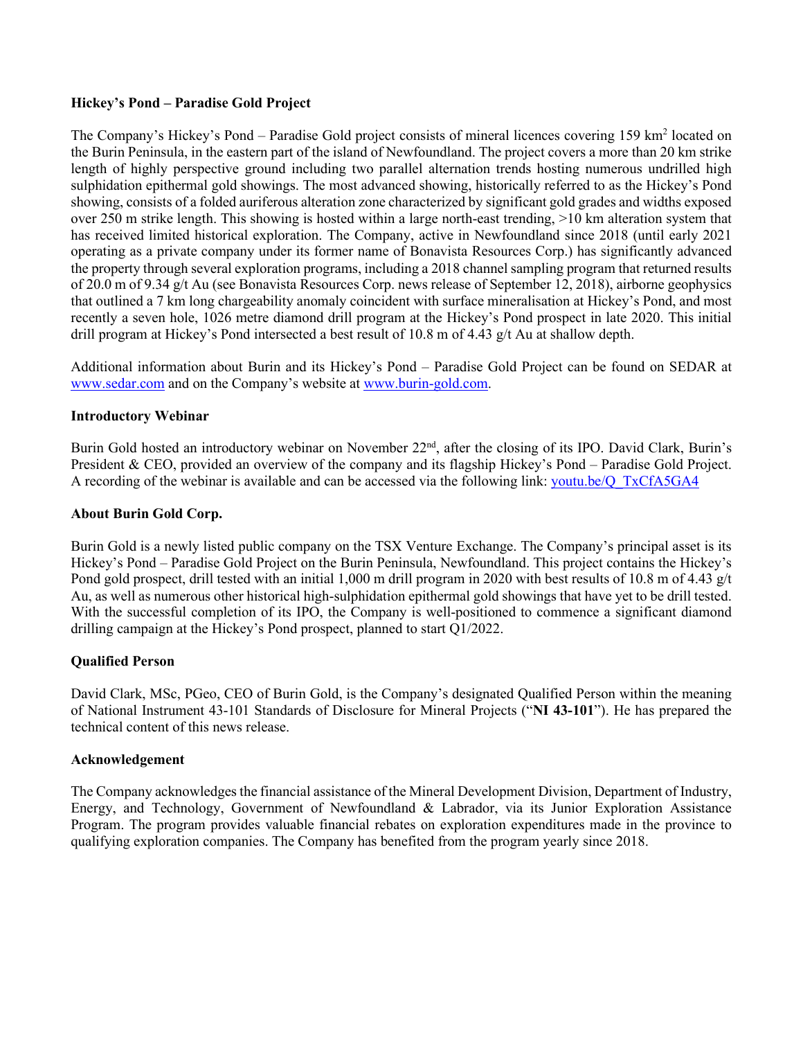**Hickey's Pond – Paradise Gold Project**

The Company's Hickey's Pond – Paradise Gold project consists of mineral licences covering 159 $km^2$ located on the Burin Peninsula, in the eastern part of the island of Newfoundland. The project covers a more than 20 km strike length of highly perspective ground including two parallel alternation trends hosting numerous undrilled high sulphidation epithermal gold showings. The most advanced showing, historically referred to as the Hickey's Pond showing, consists of a folded auriferous alteration zone characterized by significant gold grades and widths exposed over 250 m strike length. This showing is hosted within a large north-east trending, >10 km alteration system that has received limited historical exploration. The Company, active in Newfoundland since 2018 (until early 2021 operating as a private company under its former name of Bonavista Resources Corp.) has significantly advanced the property through several exploration programs, including a 2018 channel sampling program that returned results of 20.0 m of 9.34 g/t Au (see Bonavista Resources Corp. news release of September 12, 2018), airborne geophysics that outlined a 7 km long chargeability anomaly coincident with surface mineralisation at Hickey's Pond, and most recently a seven hole, 1026 metre diamond drill program at the Hickey's Pond prospect in late 2020. This initial drill program at Hickey's Pond intersected a best result of 10.8 m of 4.43 g/t Au at shallow depth.

Additional information about Burin and its Hickey's Pond – Paradise Gold Project can be found on SEDAR at www.sedar.com and on the Company's website at www.burin-gold.com.

**Introductory Webinar**

Burin Gold hosted an introductory webinar on November 22nd, after the closing of its IPO. David Clark, Burin's President & CEO, provided an overview of the company and its flagship Hickey's Pond – Paradise Gold Project. A recording of the webinar is available and can be accessed via the following link: youtu.be/Q_TxCfA5GA4

**About Burin Gold Corp.**

Burin Gold is a newly listed public company on the TSX Venture Exchange. The Company's principal asset is its Hickey's Pond – Paradise Gold Project on the Burin Peninsula, Newfoundland. This project contains the Hickey's Pond gold prospect, drill tested with an initial 1,000 m drill program in 2020 with best results of 10.8 m of 4.43 g/t Au, as well as numerous other historical high-sulphidation epithermal gold showings that have yet to be drill tested. With the successful completion of its IPO, the Company is well-positioned to commence a significant diamond drilling campaign at the Hickey's Pond prospect, planned to start Q1/2022.

**Qualified Person**

David Clark, MSc, PGeo, CEO of Burin Gold, is the Company's designated Qualified Person within the meaning of National Instrument 43-101 Standards of Disclosure for Mineral Projects ("**NI 43-101**"). He has prepared the technical content of this news release.

**Acknowledgement**

The Company acknowledges the financial assistance of the Mineral Development Division, Department of Industry, Energy, and Technology, Government of Newfoundland & Labrador, via its Junior Exploration Assistance Program. The program provides valuable financial rebates on exploration expenditures made in the province to qualifying exploration companies. The Company has benefited from the program yearly since 2018.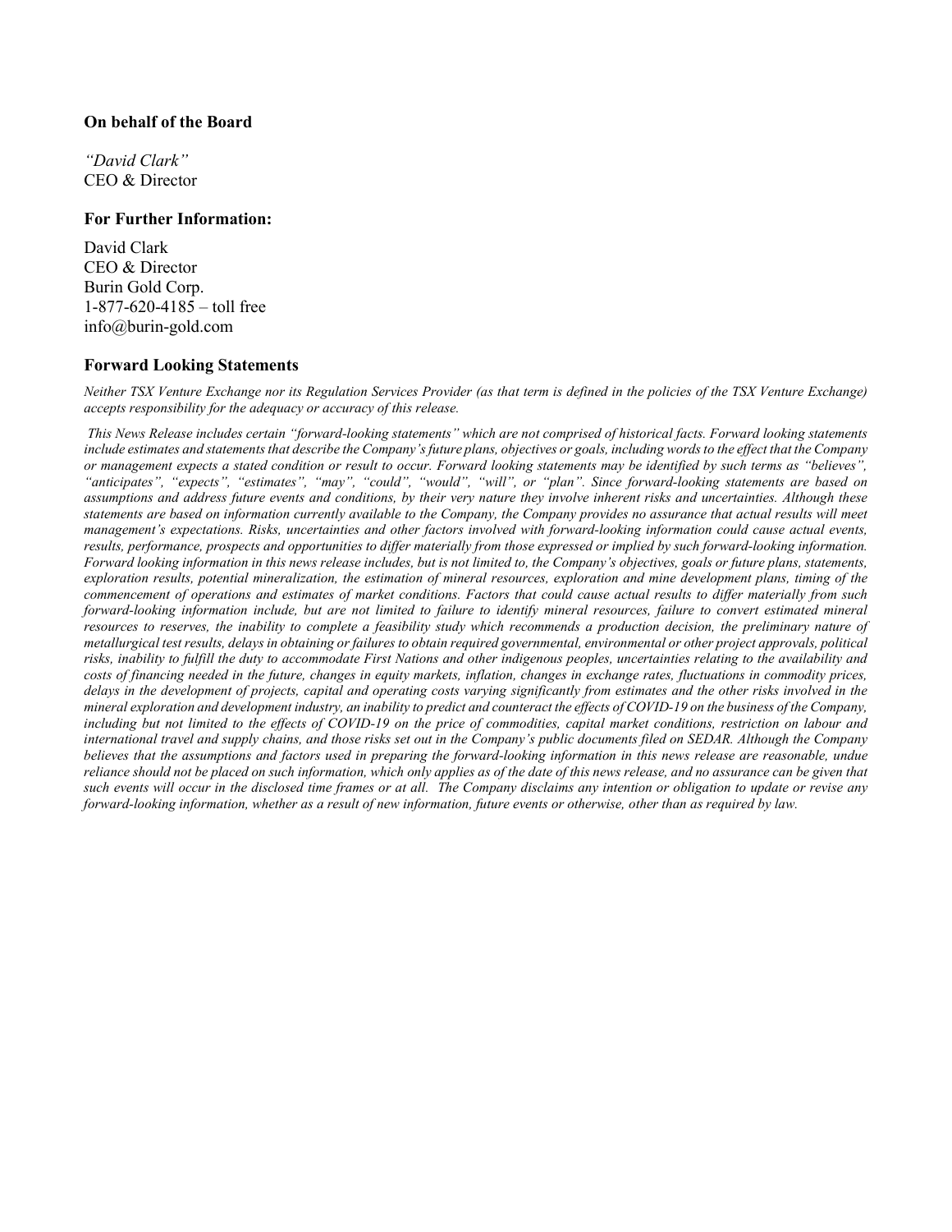**On behalf of the Board**

*"David Clark"*
CEO & Director

### For Further Information:

David Clark
CEO & Director
Burin Gold Corp.
1-877-620-4185 – toll free
info@burin-gold.com

### Forward Looking Statements

*Neither TSX Venture Exchange nor its Regulation Services Provider (as that term is defined in the policies of the TSX Venture Exchange) accepts responsibility for the adequacy or accuracy of this release.*

*This News Release includes certain "forward-looking statements" which are not comprised of historical facts. Forward looking statements include estimates and statements that describe the Company's future plans, objectives or goals, including words to the effect that the Company or management expects a stated condition or result to occur. Forward looking statements may be identified by such terms as "believes", "anticipates", "expects", "estimates", "may", "could", "would", "will", or "plan". Since forward-looking statements are based on assumptions and address future events and conditions, by their very nature they involve inherent risks and uncertainties. Although these statements are based on information currently available to the Company, the Company provides no assurance that actual results will meet management's expectations. Risks, uncertainties and other factors involved with forward-looking information could cause actual events, results, performance, prospects and opportunities to differ materially from those expressed or implied by such forward-looking information. Forward looking information in this news release includes, but is not limited to, the Company's objectives, goals or future plans, statements, exploration results, potential mineralization, the estimation of mineral resources, exploration and mine development plans, timing of the commencement of operations and estimates of market conditions. Factors that could cause actual results to differ materially from such forward-looking information include, but are not limited to failure to identify mineral resources, failure to convert estimated mineral resources to reserves, the inability to complete a feasibility study which recommends a production decision, the preliminary nature of metallurgical test results, delays in obtaining or failures to obtain required governmental, environmental or other project approvals, political risks, inability to fulfill the duty to accommodate First Nations and other indigenous peoples, uncertainties relating to the availability and costs of financing needed in the future, changes in equity markets, inflation, changes in exchange rates, fluctuations in commodity prices, delays in the development of projects, capital and operating costs varying significantly from estimates and the other risks involved in the mineral exploration and development industry, an inability to predict and counteract the effects of COVID-19 on the business of the Company, including but not limited to the effects of COVID-19 on the price of commodities, capital market conditions, restriction on labour and international travel and supply chains, and those risks set out in the Company's public documents filed on SEDAR. Although the Company believes that the assumptions and factors used in preparing the forward-looking information in this news release are reasonable, undue reliance should not be placed on such information, which only applies as of the date of this news release, and no assurance can be given that such events will occur in the disclosed time frames or at all. The Company disclaims any intention or obligation to update or revise any forward-looking information, whether as a result of new information, future events or otherwise, other than as required by law.*